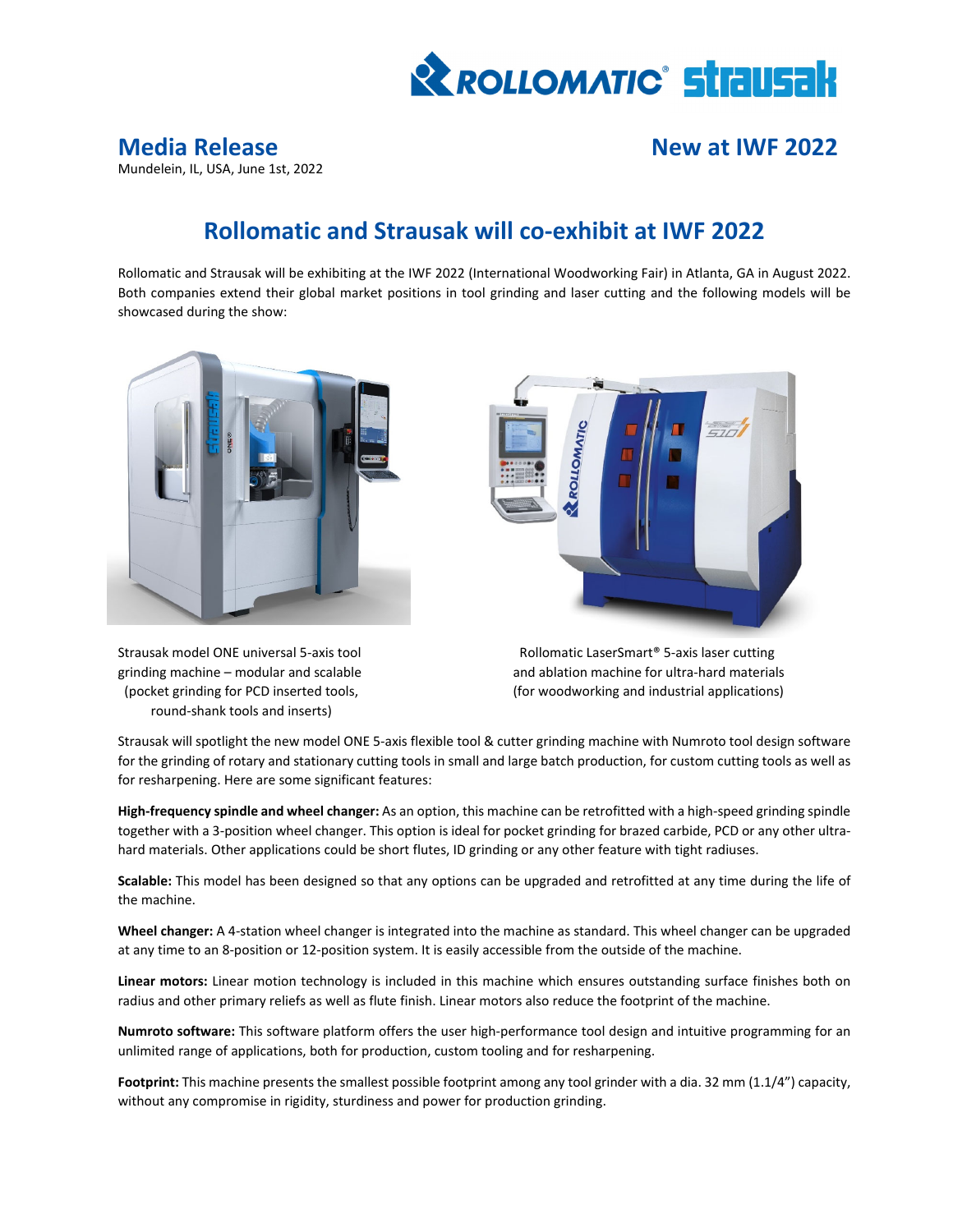**Media Release**

Mundelein, IL, USA, June 1st, 2022

**New at IWF 2022**

# Rollomatic and Strausak will co-exhibit at IWF 2022

Rollomatic and Strausak will be exhibiting at the IWF 2022 (International Woodworking Fair) in Atlanta, GA in August 2022. Both companies extend their global market positions in tool grinding and laser cutting and the following models will be showcased during the show:

Strausak model ONE universal 5-axis tool grinding machine – modular and scalable (pocket grinding for PCD inserted tools, round-shank tools and inserts)

Rollomatic LaserSmart® 5-axis laser cutting and ablation machine for ultra-hard materials (for woodworking and industrial applications)

Strausak will spotlight the new model ONE 5-axis flexible tool & cutter grinding machine with Numroto tool design software for the grinding of rotary and stationary cutting tools in small and large batch production, for custom cutting tools as well as for resharpening. Here are some significant features:

**High-frequency spindle and wheel changer:** As an option, this machine can be retrofitted with a high-speed grinding spindle together with a 3-position wheel changer. This option is ideal for pocket grinding for brazed carbide, PCD or any other ultra-hard materials. Other applications could be short flutes, ID grinding or any other feature with tight radiuses.

**Scalable:** This model has been designed so that any options can be upgraded and retrofitted at any time during the life of the machine.

**Wheel changer:** A 4-station wheel changer is integrated into the machine as standard. This wheel changer can be upgraded at any time to an 8-position or 12-position system. It is easily accessible from the outside of the machine.

**Linear motors:** Linear motion technology is included in this machine which ensures outstanding surface finishes both on radius and other primary reliefs as well as flute finish. Linear motors also reduce the footprint of the machine.

**Numroto software:** This software platform offers the user high-performance tool design and intuitive programming for an unlimited range of applications, both for production, custom tooling and for resharpening.

**Footprint:** This machine presents the smallest possible footprint among any tool grinder with a dia. 32 mm (1.1/4") capacity, without any compromise in rigidity, sturdiness and power for production grinding.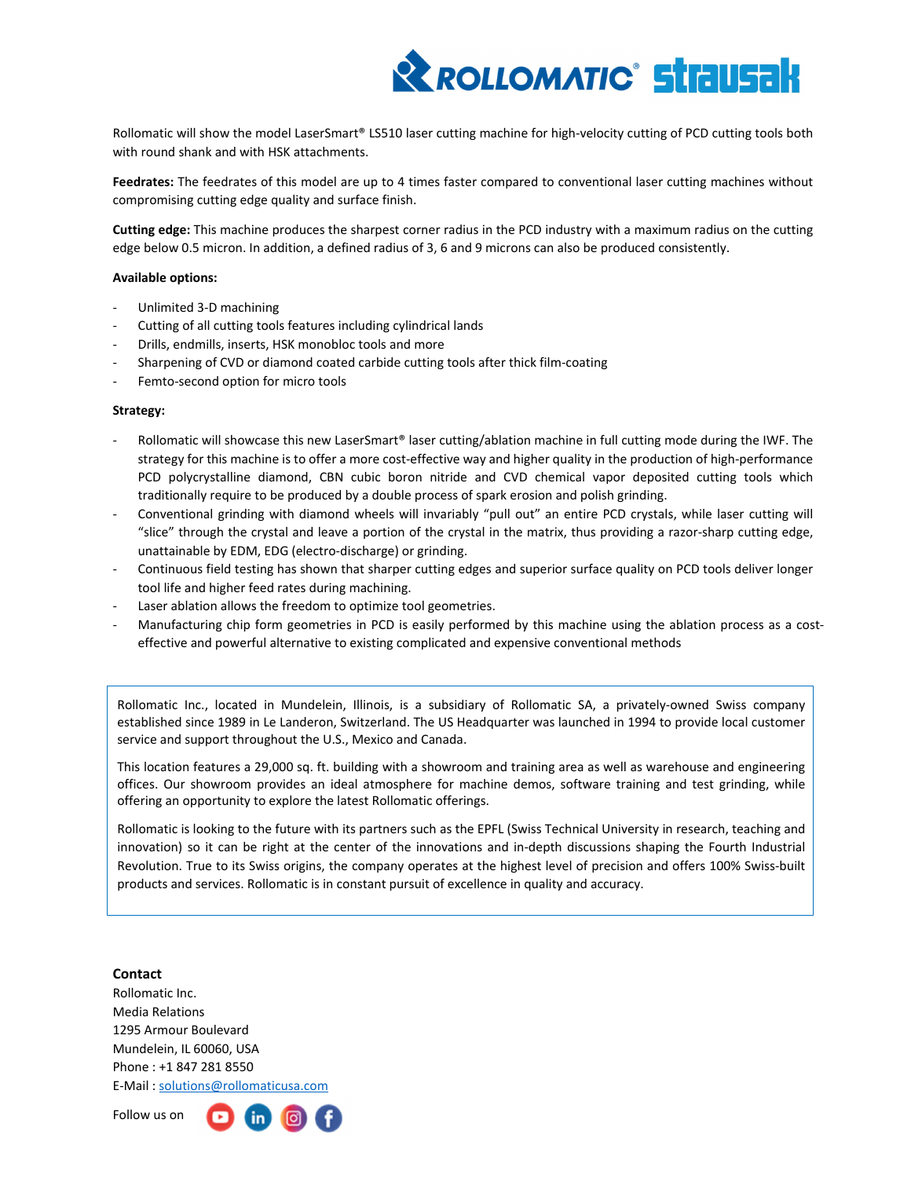Rollomatic will show the model LaserSmart® LS510 laser cutting machine for high-velocity cutting of PCD cutting tools both with round shank and with HSK attachments.

**Feedrates:** The feedrates of this model are up to 4 times faster compared to conventional laser cutting machines without compromising cutting edge quality and surface finish.

**Cutting edge:** This machine produces the sharpest corner radius in the PCD industry with a maximum radius on the cutting edge below 0.5 micron. In addition, a defined radius of 3, 6 and 9 microns can also be produced consistently.

**Available options:**

- Unlimited 3-D machining
- Cutting of all cutting tools features including cylindrical lands
- Drills, endmills, inserts, HSK monobloc tools and more
- Sharpening of CVD or diamond coated carbide cutting tools after thick film-coating
- Femto-second option for micro tools

**Strategy:**

- Rollomatic will showcase this new LaserSmart® laser cutting/ablation machine in full cutting mode during the IWF. The strategy for this machine is to offer a more cost-effective way and higher quality in the production of high-performance PCD polycrystalline diamond, CBN cubic boron nitride and CVD chemical vapor deposited cutting tools which traditionally require to be produced by a double process of spark erosion and polish grinding.
- Conventional grinding with diamond wheels will invariably "pull out" an entire PCD crystals, while laser cutting will "slice" through the crystal and leave a portion of the crystal in the matrix, thus providing a razor-sharp cutting edge, unattainable by EDM, EDG (electro-discharge) or grinding.
- Continuous field testing has shown that sharper cutting edges and superior surface quality on PCD tools deliver longer tool life and higher feed rates during machining.
- Laser ablation allows the freedom to optimize tool geometries.
- Manufacturing chip form geometries in PCD is easily performed by this machine using the ablation process as a cost-effective and powerful alternative to existing complicated and expensive conventional methods

Rollomatic Inc., located in Mundelein, Illinois, is a subsidiary of Rollomatic SA, a privately-owned Swiss company established since 1989 in Le Landeron, Switzerland. The US Headquarter was launched in 1994 to provide local customer service and support throughout the U.S., Mexico and Canada.

This location features a 29,000 sq. ft. building with a showroom and training area as well as warehouse and engineering offices. Our showroom provides an ideal atmosphere for machine demos, software training and test grinding, while offering an opportunity to explore the latest Rollomatic offerings.

Rollomatic is looking to the future with its partners such as the EPFL (Swiss Technical University in research, teaching and innovation) so it can be right at the center of the innovations and in-depth discussions shaping the Fourth Industrial Revolution. True to its Swiss origins, the company operates at the highest level of precision and offers 100% Swiss-built products and services. Rollomatic is in constant pursuit of excellence in quality and accuracy.

**Contact**
Rollomatic Inc.
Media Relations
1295 Armour Boulevard
Mundelein, IL 60060, USA
Phone : +1 847 281 8550
E-Mail : solutions@rollomaticusa.com

Follow us on